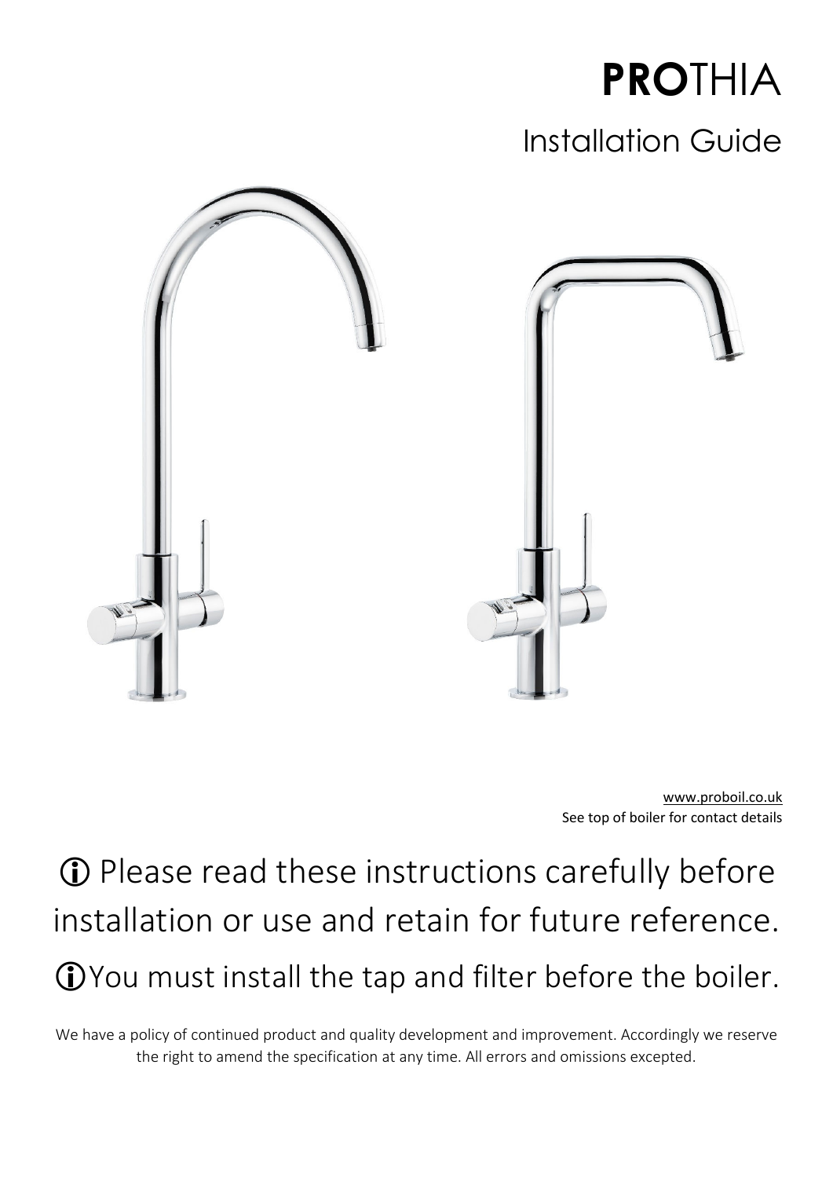# **PRO**THIA

## Installation Guide

www.proboil.co.uk
See top of boiler for contact details

ⓘ Please read these instructions carefully before installation or use and retain for future reference.

ⓘ You must install the tap and filter before the boiler.

We have a policy of continued product and quality development and improvement. Accordingly we reserve the right to amend the specification at any time. All errors and omissions excepted.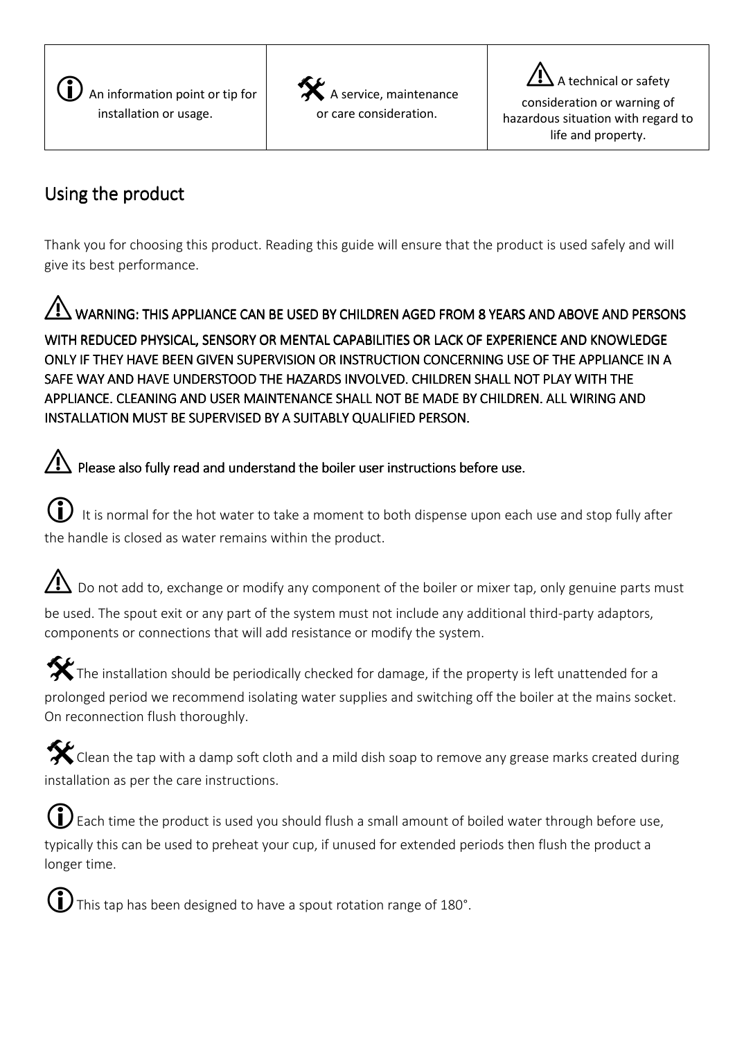| An information point or tip for installation or usage. | A service, maintenance or care consideration. | A technical or safety consideration or warning of hazardous situation with regard to life and property. |
| --- | --- | --- |

## Using the product

Thank you for choosing this product. Reading this guide will ensure that the product is used safely and will give its best performance.

**WARNING: THIS APPLIANCE CAN BE USED BY CHILDREN AGED FROM 8 YEARS AND ABOVE AND PERSONS WITH REDUCED PHYSICAL, SENSORY OR MENTAL CAPABILITIES OR LACK OF EXPERIENCE AND KNOWLEDGE ONLY IF THEY HAVE BEEN GIVEN SUPERVISION OR INSTRUCTION CONCERNING USE OF THE APPLIANCE IN A SAFE WAY AND HAVE UNDERSTOOD THE HAZARDS INVOLVED. CHILDREN SHALL NOT PLAY WITH THE APPLIANCE. CLEANING AND USER MAINTENANCE SHALL NOT BE MADE BY CHILDREN. ALL WIRING AND INSTALLATION MUST BE SUPERVISED BY A SUITABLY QUALIFIED PERSON.**

**Please also fully read and understand the boiler user instructions before use.**

It is normal for the hot water to take a moment to both dispense upon each use and stop fully after the handle is closed as water remains within the product.

Do not add to, exchange or modify any component of the boiler or mixer tap, only genuine parts must be used. The spout exit or any part of the system must not include any additional third-party adaptors, components or connections that will add resistance or modify the system.

The installation should be periodically checked for damage, if the property is left unattended for a prolonged period we recommend isolating water supplies and switching off the boiler at the mains socket. On reconnection flush thoroughly.

Clean the tap with a damp soft cloth and a mild dish soap to remove any grease marks created during installation as per the care instructions.

Each time the product is used you should flush a small amount of boiled water through before use, typically this can be used to preheat your cup, if unused for extended periods then flush the product a longer time.

This tap has been designed to have a spout rotation range of 180°.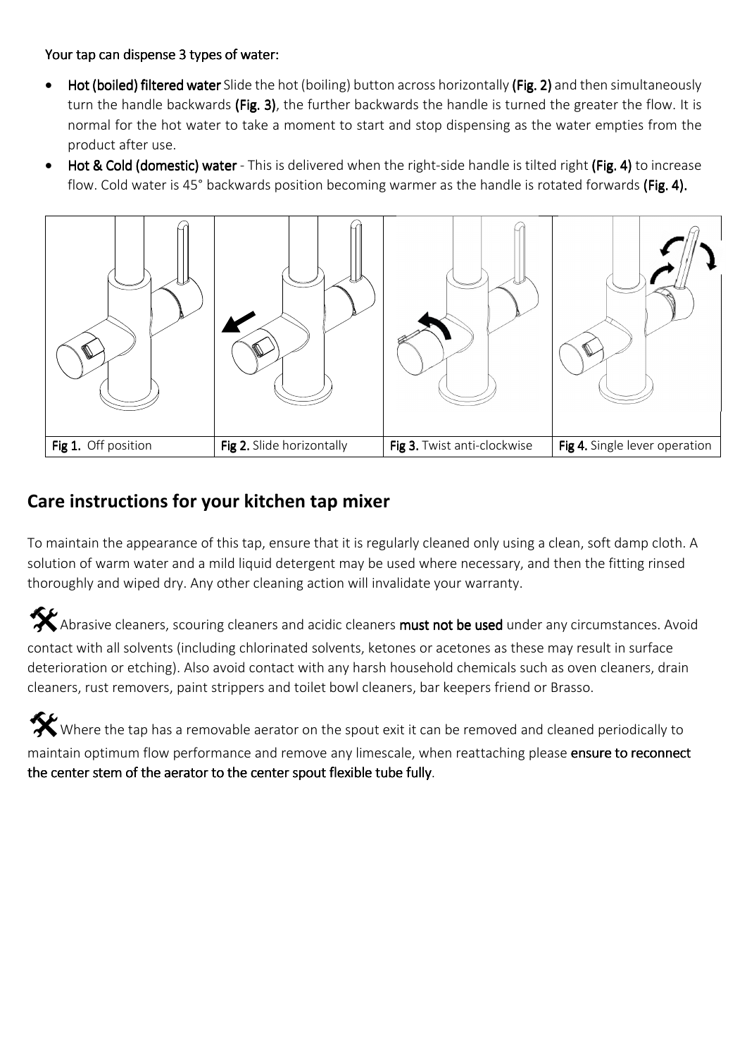**Your tap can dispense 3 types of water:**

- **Hot (boiled) filtered water** Slide the hot (boiling) button across horizontally **(Fig. 2)** and then simultaneously turn the handle backwards **(Fig. 3)**, the further backwards the handle is turned the greater the flow. It is normal for the hot water to take a moment to start and stop dispensing as the water empties from the product after use.
- **Hot & Cold (domestic) water** - This is delivered when the right-side handle is tilted right **(Fig. 4)** to increase flow. Cold water is 45° backwards position becoming warmer as the handle is rotated forwards **(Fig. 4).**

| **Fig 1.** Off position | **Fig 2.** Slide horizontally | **Fig 3.** Twist anti-clockwise | **Fig 4.** Single lever operation |
|---|---|---|---|

## Care instructions for your kitchen tap mixer

To maintain the appearance of this tap, ensure that it is regularly cleaned only using a clean, soft damp cloth. A solution of warm water and a mild liquid detergent may be used where necessary, and then the fitting rinsed thoroughly and wiped dry. Any other cleaning action will invalidate your warranty.

Abrasive cleaners, scouring cleaners and acidic cleaners **must not be used** under any circumstances. Avoid contact with all solvents (including chlorinated solvents, ketones or acetones as these may result in surface deterioration or etching). Also avoid contact with any harsh household chemicals such as oven cleaners, drain cleaners, rust removers, paint strippers and toilet bowl cleaners, bar keepers friend or Brasso.

Where the tap has a removable aerator on the spout exit it can be removed and cleaned periodically to maintain optimum flow performance and remove any limescale, when reattaching please **ensure to reconnect the center stem of the aerator to the center spout flexible tube fully**.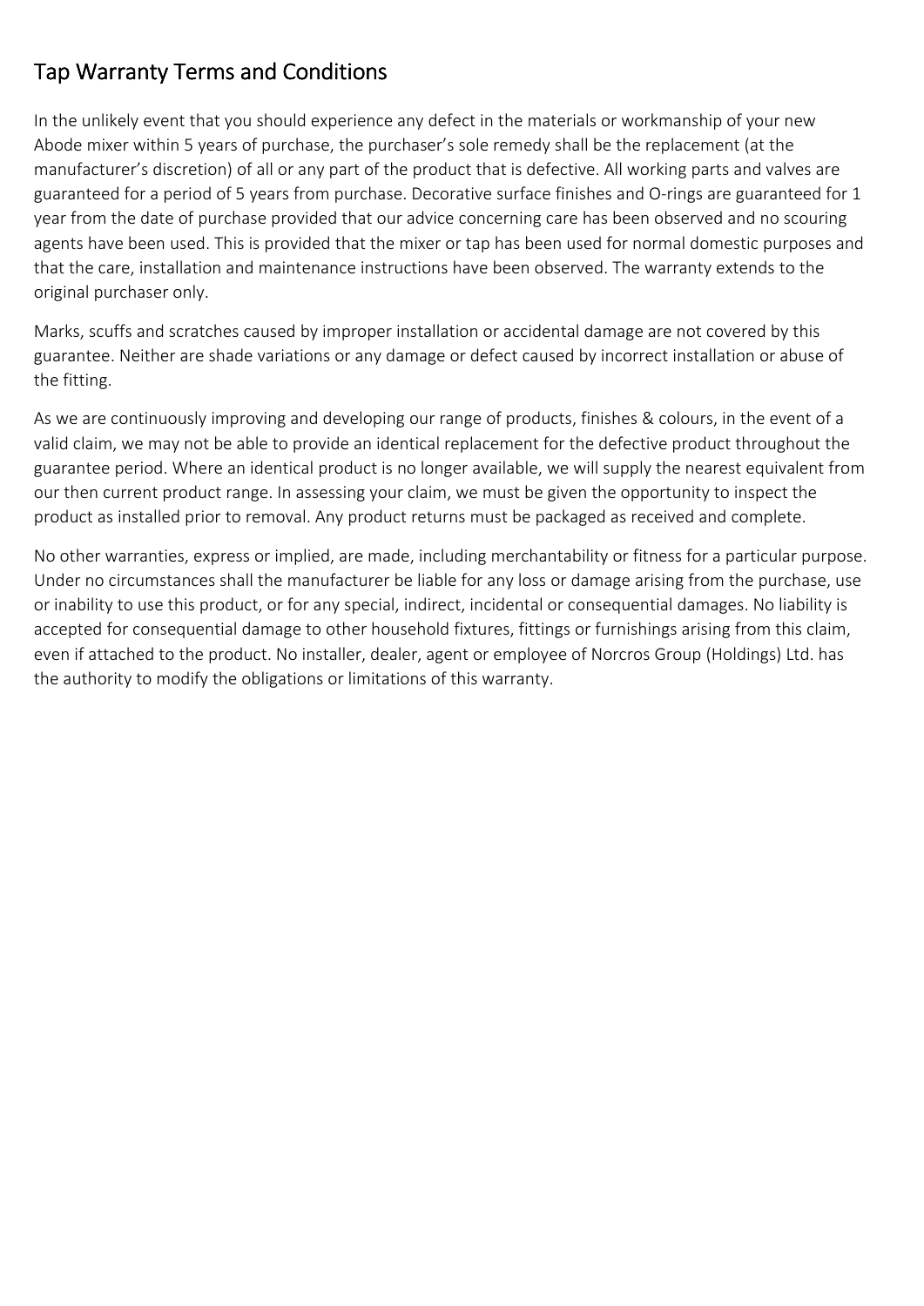# Tap Warranty Terms and Conditions

In the unlikely event that you should experience any defect in the materials or workmanship of your new Abode mixer within 5 years of purchase, the purchaser's sole remedy shall be the replacement (at the manufacturer's discretion) of all or any part of the product that is defective. All working parts and valves are guaranteed for a period of 5 years from purchase. Decorative surface finishes and O-rings are guaranteed for 1 year from the date of purchase provided that our advice concerning care has been observed and no scouring agents have been used. This is provided that the mixer or tap has been used for normal domestic purposes and that the care, installation and maintenance instructions have been observed. The warranty extends to the original purchaser only.

Marks, scuffs and scratches caused by improper installation or accidental damage are not covered by this guarantee. Neither are shade variations or any damage or defect caused by incorrect installation or abuse of the fitting.

As we are continuously improving and developing our range of products, finishes & colours, in the event of a valid claim, we may not be able to provide an identical replacement for the defective product throughout the guarantee period. Where an identical product is no longer available, we will supply the nearest equivalent from our then current product range. In assessing your claim, we must be given the opportunity to inspect the product as installed prior to removal. Any product returns must be packaged as received and complete.

No other warranties, express or implied, are made, including merchantability or fitness for a particular purpose. Under no circumstances shall the manufacturer be liable for any loss or damage arising from the purchase, use or inability to use this product, or for any special, indirect, incidental or consequential damages. No liability is accepted for consequential damage to other household fixtures, fittings or furnishings arising from this claim, even if attached to the product. No installer, dealer, agent or employee of Norcros Group (Holdings) Ltd. has the authority to modify the obligations or limitations of this warranty.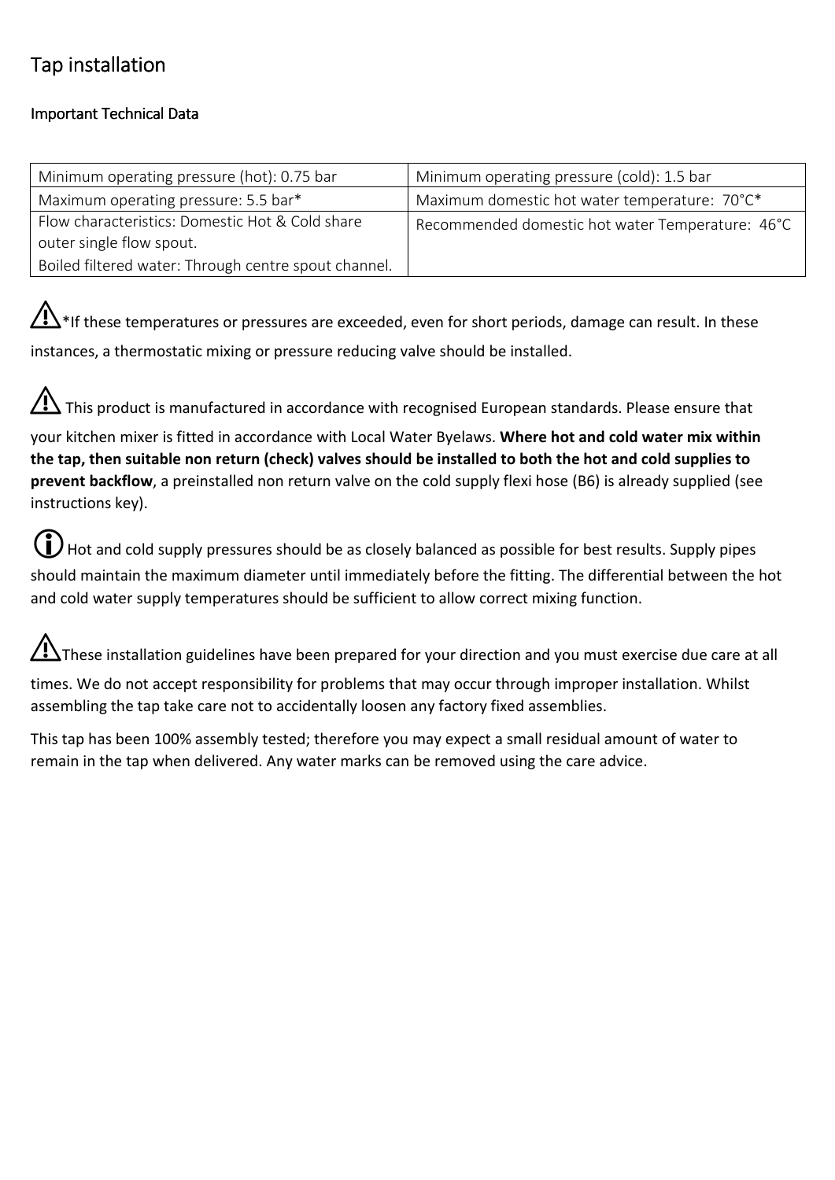# Tap installation

## Important Technical Data

| Minimum operating pressure (hot): 0.75 bar | Minimum operating pressure (cold): 1.5 bar |
|---|---|
| Maximum operating pressure: 5.5 bar* | Maximum domestic hot water temperature: 70°C* |
| Flow characteristics: Domestic Hot & Cold share outer single flow spout.<br>Boiled filtered water: Through centre spout channel. | Recommended domestic hot water Temperature: 46°C |

⚠ *If these temperatures or pressures are exceeded, even for short periods, damage can result. In these instances, a thermostatic mixing or pressure reducing valve should be installed.

⚠ This product is manufactured in accordance with recognised European standards. Please ensure that your kitchen mixer is fitted in accordance with Local Water Byelaws. **Where hot and cold water mix within the tap, then suitable non return (check) valves should be installed to both the hot and cold supplies to prevent backflow**, a preinstalled non return valve on the cold supply flexi hose (B6) is already supplied (see instructions key).

ⓘ Hot and cold supply pressures should be as closely balanced as possible for best results. Supply pipes should maintain the maximum diameter until immediately before the fitting. The differential between the hot and cold water supply temperatures should be sufficient to allow correct mixing function.

⚠ These installation guidelines have been prepared for your direction and you must exercise due care at all times. We do not accept responsibility for problems that may occur through improper installation. Whilst assembling the tap take care not to accidentally loosen any factory fixed assemblies.

This tap has been 100% assembly tested; therefore you may expect a small residual amount of water to remain in the tap when delivered. Any water marks can be removed using the care advice.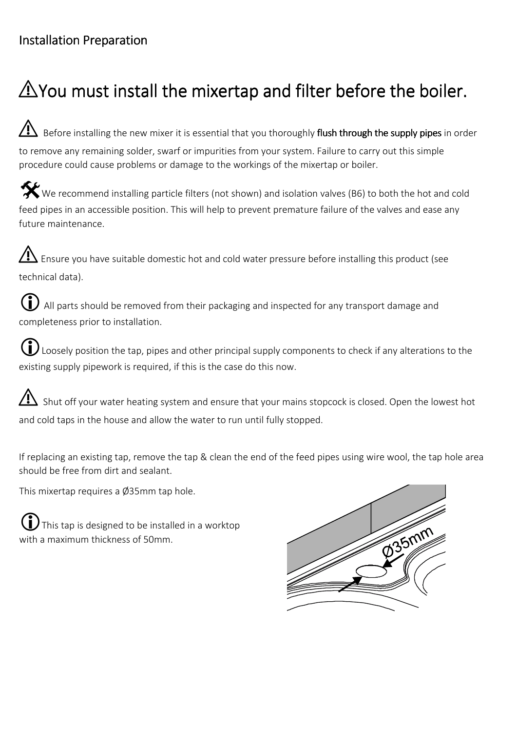# Installation Preparation

## ⚠You must install the mixertap and filter before the boiler.

⚠ Before installing the new mixer it is essential that you thoroughly flush through the supply pipes in order to remove any remaining solder, swarf or impurities from your system. Failure to carry out this simple procedure could cause problems or damage to the workings of the mixertap or boiler.

We recommend installing particle filters (not shown) and isolation valves (B6) to both the hot and cold feed pipes in an accessible position. This will help to prevent premature failure of the valves and ease any future maintenance.

⚠ Ensure you have suitable domestic hot and cold water pressure before installing this product (see technical data).

ⓘ All parts should be removed from their packaging and inspected for any transport damage and completeness prior to installation.

ⓘ Loosely position the tap, pipes and other principal supply components to check if any alterations to the existing supply pipework is required, if this is the case do this now.

⚠ Shut off your water heating system and ensure that your mains stopcock is closed. Open the lowest hot and cold taps in the house and allow the water to run until fully stopped.

If replacing an existing tap, remove the tap & clean the end of the feed pipes using wire wool, the tap hole area should be free from dirt and sealant.

This mixertap requires a Ø35mm tap hole.

ⓘ This tap is designed to be installed in a worktop with a maximum thickness of 50mm.

Ø35mm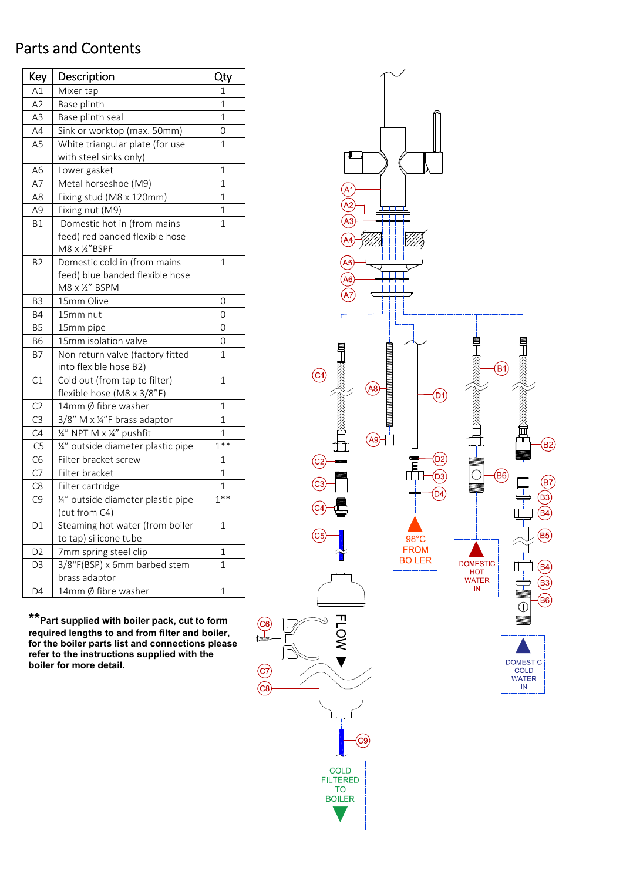# Parts and Contents

| Key | Description | Qty |
|---|---|---|
| A1 | Mixer tap | 1 |
| A2 | Base plinth | 1 |
| A3 | Base plinth seal | 1 |
| A4 | Sink or worktop (max. 50mm) | 0 |
| A5 | White triangular plate (for use with steel sinks only) | 1 |
| A6 | Lower gasket | 1 |
| A7 | Metal horseshoe (M9) | 1 |
| A8 | Fixing stud (M8 x 120mm) | 1 |
| A9 | Fixing nut (M9) | 1 |
| B1 | Domestic hot in (from mains feed) red banded flexible hose M8 x ½"BSPF | 1 |
| B2 | Domestic cold in (from mains feed) blue banded flexible hose M8 x ½" BSPM | 1 |
| B3 | 15mm Olive | 0 |
| B4 | 15mm nut | 0 |
| B5 | 15mm pipe | 0 |
| B6 | 15mm isolation valve | 0 |
| B7 | Non return valve (factory fitted into flexible hose B2) | 1 |
| C1 | Cold out (from tap to filter) flexible hose (M8 x 3/8"F) | 1 |
| C2 | 14mm Ø fibre washer | 1 |
| C3 | 3/8" M x ¼"F brass adaptor | 1 |
| C4 | ¼" NPT M x ¼" pushfit | 1 |
| C5 | ¼" outside diameter plastic pipe | 1** |
| C6 | Filter bracket screw | 1 |
| C7 | Filter bracket | 1 |
| C8 | Filter cartridge | 1 |
| C9 | ¼" outside diameter plastic pipe (cut from C4) | 1** |
| D1 | Steaming hot water (from boiler to tap) silicone tube | 1 |
| D2 | 7mm spring steel clip | 1 |
| D3 | 3/8"F(BSP) x 6mm barbed stem brass adaptor | 1 |
| D4 | 14mm Ø fibre washer | 1 |

****Part supplied with boiler pack, cut to form required lengths to and from filter and boiler, for the boiler parts list and connections please refer to the instructions supplied with the boiler for more detail.**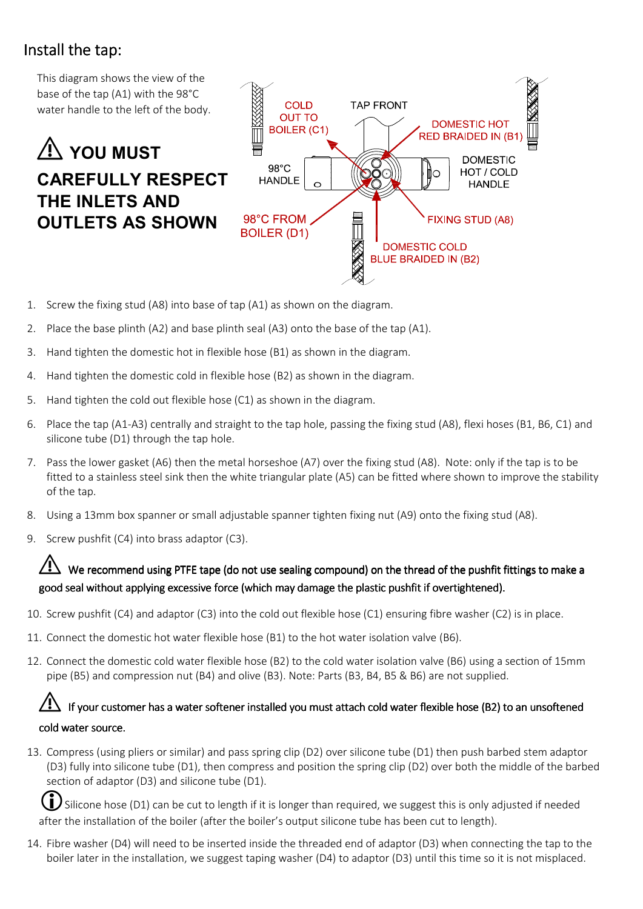## Install the tap:

This diagram shows the view of the base of the tap (A1) with the 98°C water handle to the left of the body.

**⚠ YOU MUST CAREFULLY RESPECT THE INLETS AND OUTLETS AS SHOWN**

COLD OUT TO BOILER (C1)

TAP FRONT

DOMESTIC HOT RED BRAIDED IN (B1)

98°C HANDLE

DOMESTIC HOT / COLD HANDLE

98°C FROM BOILER (D1)

FIXING STUD (A8)

DOMESTIC COLD BLUE BRAIDED IN (B2)

1. Screw the fixing stud (A8) into base of tap (A1) as shown on the diagram.
2. Place the base plinth (A2) and base plinth seal (A3) onto the base of the tap (A1).
3. Hand tighten the domestic hot in flexible hose (B1) as shown in the diagram.
4. Hand tighten the domestic cold in flexible hose (B2) as shown in the diagram.
5. Hand tighten the cold out flexible hose (C1) as shown in the diagram.
6. Place the tap (A1-A3) centrally and straight to the tap hole, passing the fixing stud (A8), flexi hoses (B1, B6, C1) and silicone tube (D1) through the tap hole.
7. Pass the lower gasket (A6) then the metal horseshoe (A7) over the fixing stud (A8). Note: only if the tap is to be fitted to a stainless steel sink then the white triangular plate (A5) can be fitted where shown to improve the stability of the tap.
8. Using a 13mm box spanner or small adjustable spanner tighten fixing nut (A9) onto the fixing stud (A8).
9. Screw pushfit (C4) into brass adaptor (C3).

⚠ We recommend using PTFE tape (do not use sealing compound) on the thread of the pushfit fittings to make a good seal without applying excessive force (which may damage the plastic pushfit if overtightened).

10. Screw pushfit (C4) and adaptor (C3) into the cold out flexible hose (C1) ensuring fibre washer (C2) is in place.
11. Connect the domestic hot water flexible hose (B1) to the hot water isolation valve (B6).
12. Connect the domestic cold water flexible hose (B2) to the cold water isolation valve (B6) using a section of 15mm pipe (B5) and compression nut (B4) and olive (B3). Note: Parts (B3, B4, B5 & B6) are not supplied.

⚠ If your customer has a water softener installed you must attach cold water flexible hose (B2) to an unsoftened cold water source.

13. Compress (using pliers or similar) and pass spring clip (D2) over silicone tube (D1) then push barbed stem adaptor (D3) fully into silicone tube (D1), then compress and position the spring clip (D2) over both the middle of the barbed section of adaptor (D3) and silicone tube (D1).

ⓘ Silicone hose (D1) can be cut to length if it is longer than required, we suggest this is only adjusted if needed after the installation of the boiler (after the boiler's output silicone tube has been cut to length).

14. Fibre washer (D4) will need to be inserted inside the threaded end of adaptor (D3) when connecting the tap to the boiler later in the installation, we suggest taping washer (D4) to adaptor (D3) until this time so it is not misplaced.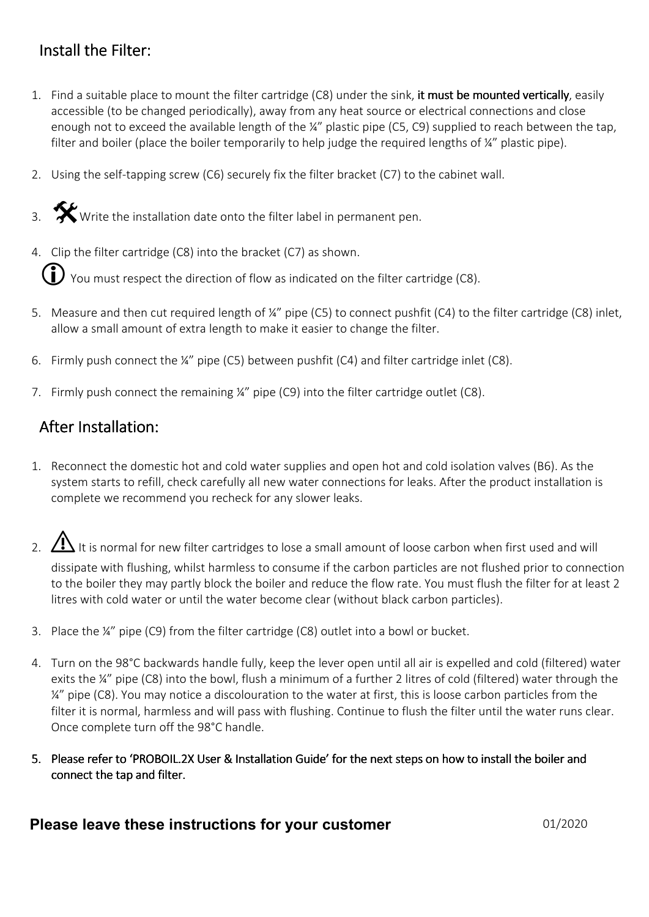## Install the Filter:

1. Find a suitable place to mount the filter cartridge (C8) under the sink, **it must be mounted vertically**, easily accessible (to be changed periodically), away from any heat source or electrical connections and close enough not to exceed the available length of the ¼" plastic pipe (C5, C9) supplied to reach between the tap, filter and boiler (place the boiler temporarily to help judge the required lengths of ¼" plastic pipe).

2. Using the self-tapping screw (C6) securely fix the filter bracket (C7) to the cabinet wall.

3. Write the installation date onto the filter label in permanent pen.

4. Clip the filter cartridge (C8) into the bracket (C7) as shown.

   You must respect the direction of flow as indicated on the filter cartridge (C8).

5. Measure and then cut required length of ¼" pipe (C5) to connect pushfit (C4) to the filter cartridge (C8) inlet, allow a small amount of extra length to make it easier to change the filter.

6. Firmly push connect the ¼" pipe (C5) between pushfit (C4) and filter cartridge inlet (C8).

7. Firmly push connect the remaining ¼" pipe (C9) into the filter cartridge outlet (C8).

## After Installation:

1. Reconnect the domestic hot and cold water supplies and open hot and cold isolation valves (B6). As the system starts to refill, check carefully all new water connections for leaks. After the product installation is complete we recommend you recheck for any slower leaks.

2. It is normal for new filter cartridges to lose a small amount of loose carbon when first used and will dissipate with flushing, whilst harmless to consume if the carbon particles are not flushed prior to connection to the boiler they may partly block the boiler and reduce the flow rate. You must flush the filter for at least 2 litres with cold water or until the water become clear (without black carbon particles).

3. Place the ¼" pipe (C9) from the filter cartridge (C8) outlet into a bowl or bucket.

4. Turn on the 98°C backwards handle fully, keep the lever open until all air is expelled and cold (filtered) water exits the ¼" pipe (C8) into the bowl, flush a minimum of a further 2 litres of cold (filtered) water through the ¼" pipe (C8). You may notice a discolouration to the water at first, this is loose carbon particles from the filter it is normal, harmless and will pass with flushing. Continue to flush the filter until the water runs clear. Once complete turn off the 98°C handle.

5. Please refer to 'PROBOIL.2X User & Installation Guide' for the next steps on how to install the boiler and connect the tap and filter.

**Please leave these instructions for your customer** 01/2020